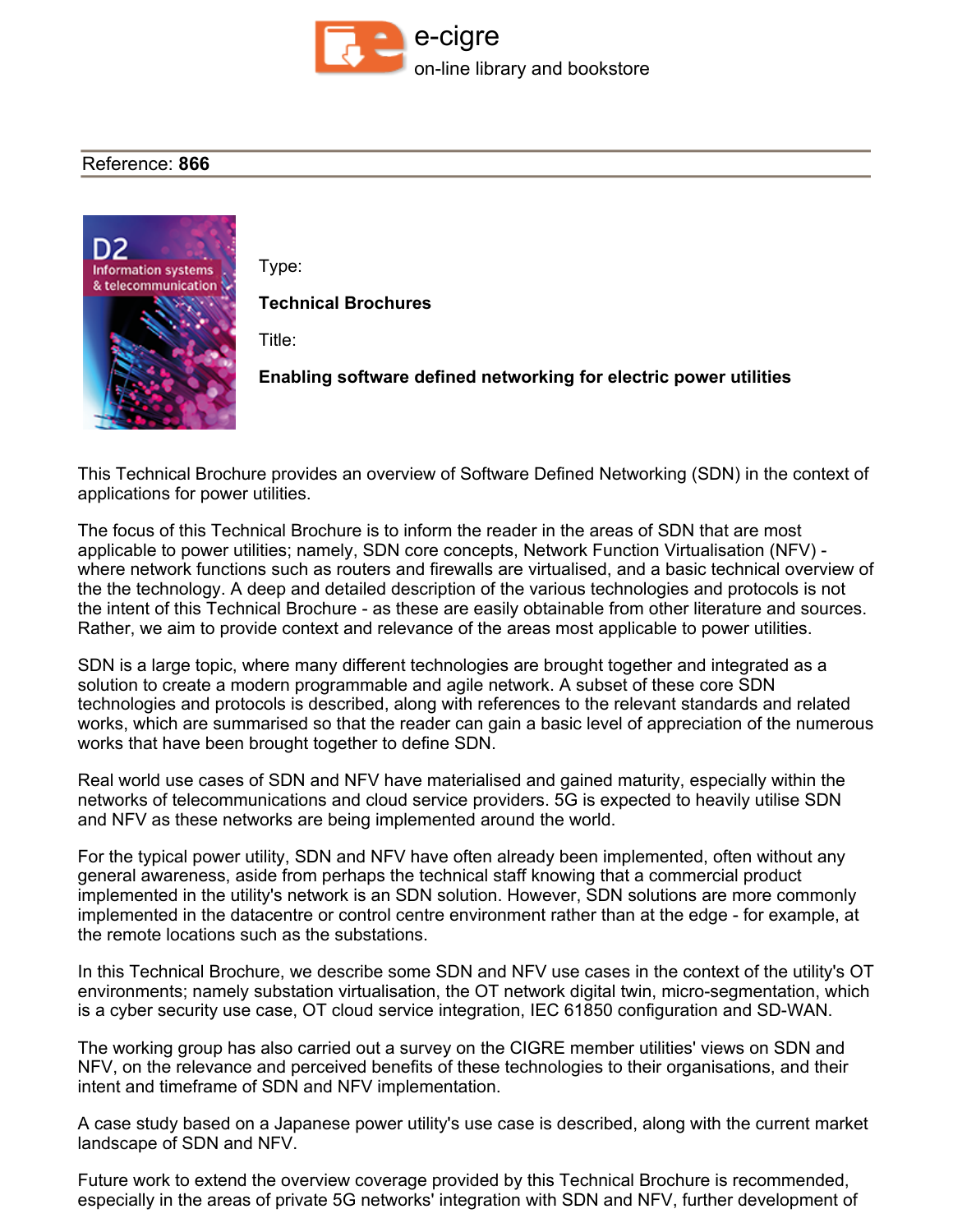e-cigre

on-line library and bookstore

Reference: **866**

Type:

**Technical Brochures**

Title:

**Enabling software defined networking for electric power utilities**

This Technical Brochure provides an overview of Software Defined Networking (SDN) in the context of applications for power utilities.

The focus of this Technical Brochure is to inform the reader in the areas of SDN that are most applicable to power utilities; namely, SDN core concepts, Network Function Virtualisation (NFV) - where network functions such as routers and firewalls are virtualised, and a basic technical overview of the the technology. A deep and detailed description of the various technologies and protocols is not the intent of this Technical Brochure - as these are easily obtainable from other literature and sources. Rather, we aim to provide context and relevance of the areas most applicable to power utilities.

SDN is a large topic, where many different technologies are brought together and integrated as a solution to create a modern programmable and agile network. A subset of these core SDN technologies and protocols is described, along with references to the relevant standards and related works, which are summarised so that the reader can gain a basic level of appreciation of the numerous works that have been brought together to define SDN.

Real world use cases of SDN and NFV have materialised and gained maturity, especially within the networks of telecommunications and cloud service providers. 5G is expected to heavily utilise SDN and NFV as these networks are being implemented around the world.

For the typical power utility, SDN and NFV have often already been implemented, often without any general awareness, aside from perhaps the technical staff knowing that a commercial product implemented in the utility's network is an SDN solution. However, SDN solutions are more commonly implemented in the datacentre or control centre environment rather than at the edge - for example, at the remote locations such as the substations.

In this Technical Brochure, we describe some SDN and NFV use cases in the context of the utility's OT environments; namely substation virtualisation, the OT network digital twin, micro-segmentation, which is a cyber security use case, OT cloud service integration, IEC 61850 configuration and SD-WAN.

The working group has also carried out a survey on the CIGRE member utilities' views on SDN and NFV, on the relevance and perceived benefits of these technologies to their organisations, and their intent and timeframe of SDN and NFV implementation.

A case study based on a Japanese power utility's use case is described, along with the current market landscape of SDN and NFV.

Future work to extend the overview coverage provided by this Technical Brochure is recommended, especially in the areas of private 5G networks' integration with SDN and NFV, further development of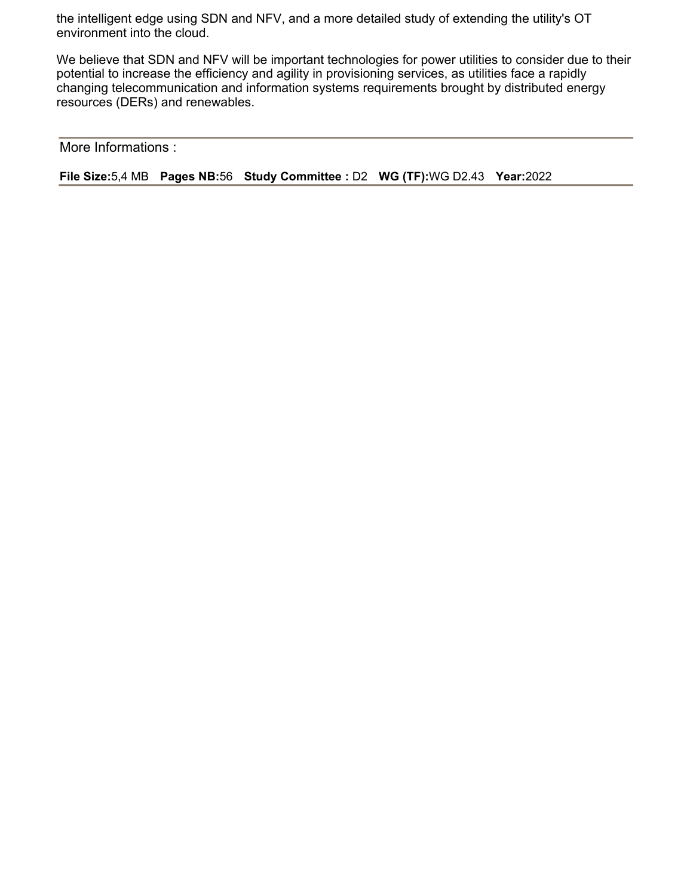the intelligent edge using SDN and NFV, and a more detailed study of extending the utility's OT environment into the cloud.

We believe that SDN and NFV will be important technologies for power utilities to consider due to their potential to increase the efficiency and agility in provisioning services, as utilities face a rapidly changing telecommunication and information systems requirements brought by distributed energy resources (DERs) and renewables.

---

More Informations :

**File Size:**5,4 MB **Pages NB:**56 **Study Committee :** D2 **WG (TF):**WG D2.43 **Year:**2022

---